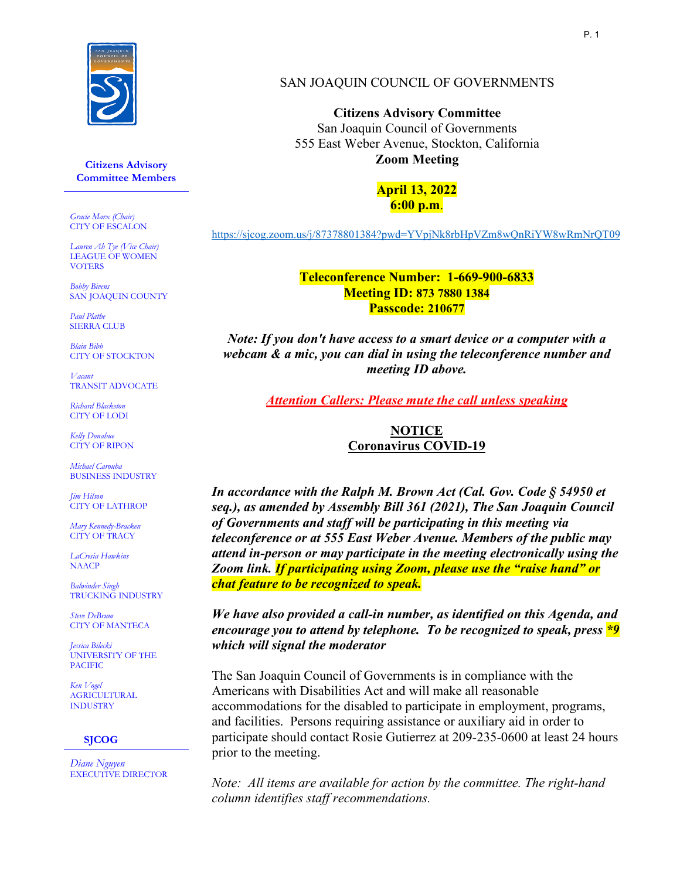# SAN JOAQUIN COUNCIL OF GOVERNMENTS

**Citizens Advisory Committee**
San Joaquin Council of Governments
555 East Weber Avenue, Stockton, California
**Zoom Meeting**

**April 13, 2022**
**6:00 p.m**.

https://sjcog.zoom.us/j/87378801384?pwd=YVpjNk8rbHpVZm8wQnRiYW8wRmNrQT09

**Teleconference Number: 1-669-900-6833**
**Meeting ID: 873 7880 1384**
**Passcode: 210677**

***Note: If you don't have access to a smart device or a computer with a webcam & a mic, you can dial in using the teleconference number and meeting ID above.***

***Attention Callers: Please mute the call unless speaking***

**NOTICE**
**Coronavirus COVID-19**

***In accordance with the Ralph M. Brown Act (Cal. Gov. Code § 54950 et seq.), as amended by Assembly Bill 361 (2021), The San Joaquin Council of Governments and staff will be participating in this meeting via teleconference or at 555 East Weber Avenue. Members of the public may attend in-person or may participate in the meeting electronically using the Zoom link. If participating using Zoom, please use the "raise hand" or chat feature to be recognized to speak.***

***We have also provided a call-in number, as identified on this Agenda, and encourage you to attend by telephone. To be recognized to speak, press *9 which will signal the moderator***

The San Joaquin Council of Governments is in compliance with the Americans with Disabilities Act and will make all reasonable accommodations for the disabled to participate in employment, programs, and facilities. Persons requiring assistance or auxiliary aid in order to participate should contact Rosie Gutierrez at 209-235-0600 at least 24 hours prior to the meeting.

*Note: All items are available for action by the committee. The right-hand column identifies staff recommendations.*

**Citizens Advisory Committee Members**

*Gracie Marx (Chair)*
CITY OF ESCALON

*Lauren Ah Tye (Vice Chair)*
LEAGUE OF WOMEN VOTERS

*Bobby Bivens*
SAN JOAQUIN COUNTY

*Paul Plathe*
SIERRA CLUB

*Blain Bibb*
CITY OF STOCKTON

*Vacant*
TRANSIT ADVOCATE

*Richard Blackston*
CITY OF LODI

*Kelly Donahue*
CITY OF RIPON

*Michael Carouba*
BUSINESS INDUSTRY

*Jim Hilson*
CITY OF LATHROP

*Mary Kennedy-Bracken*
CITY OF TRACY

*LaCresia Hawkins*
NAACP

*Balwinder Singh*
TRUCKING INDUSTRY

*Steve DeBrum*
CITY OF MANTECA

*Jessica Bilecki*
UNIVERSITY OF THE PACIFIC

*Ken Vogel*
AGRICULTURAL INDUSTRY

**SJCOG**

*Diane Nguyen*
EXECUTIVE DIRECTOR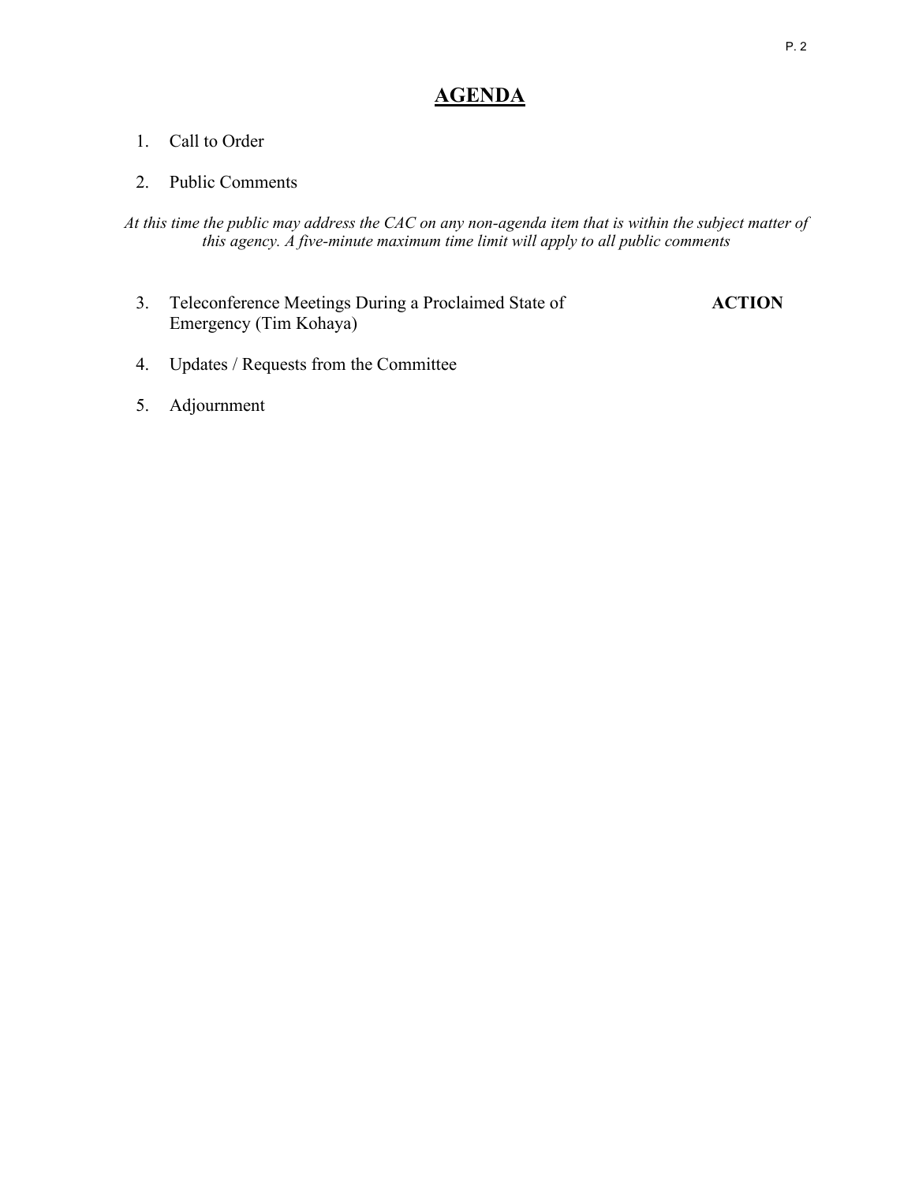# **AGENDA**

1. Call to Order

2. Public Comments

*At this time the public may address the CAC on any non-agenda item that is within the subject matter of this agency. A five-minute maximum time limit will apply to all public comments*

3. Teleconference Meetings During a Proclaimed State of Emergency (Tim Kohaya) **ACTION**

4. Updates / Requests from the Committee

5. Adjournment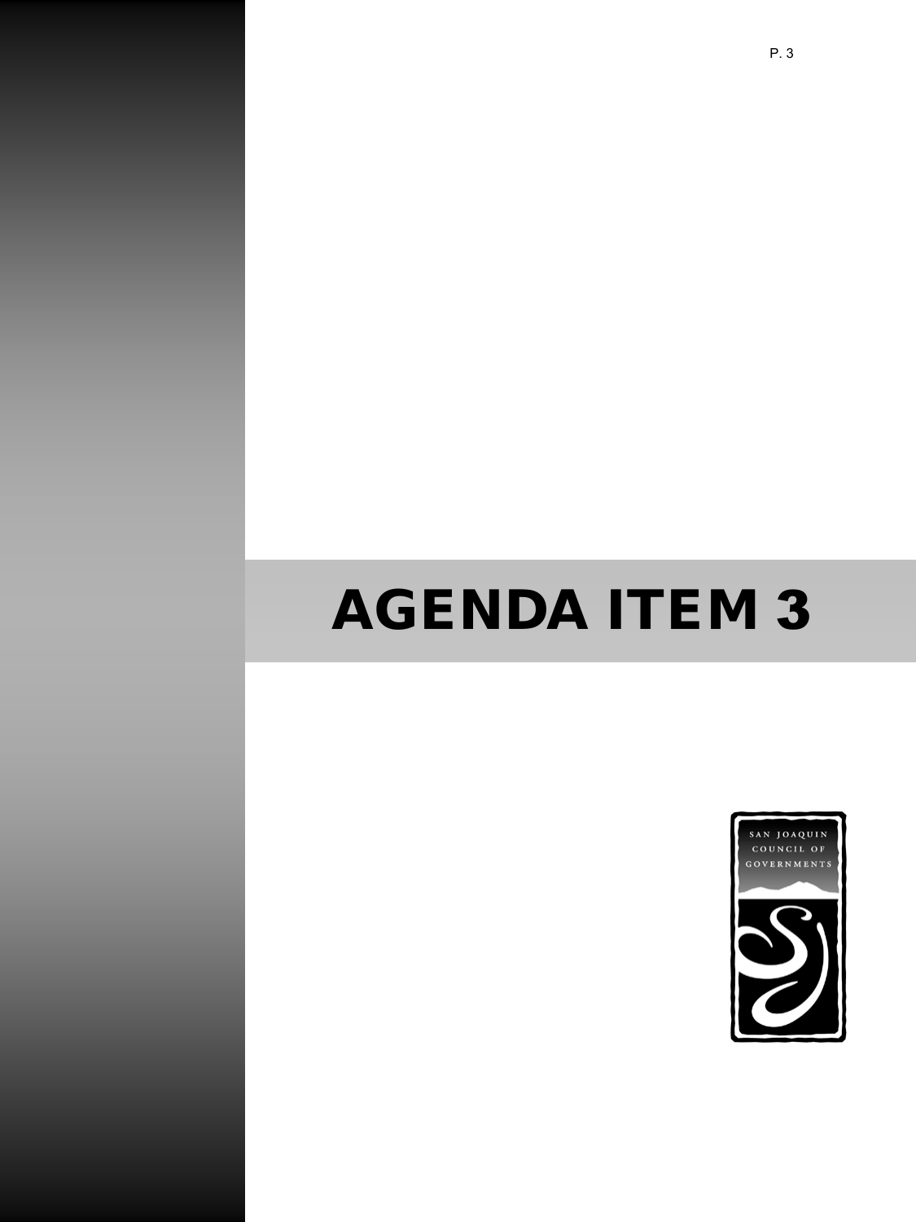# AGENDA ITEM 3

SAN JOAQUIN
COUNCIL OF
GOVERNMENTS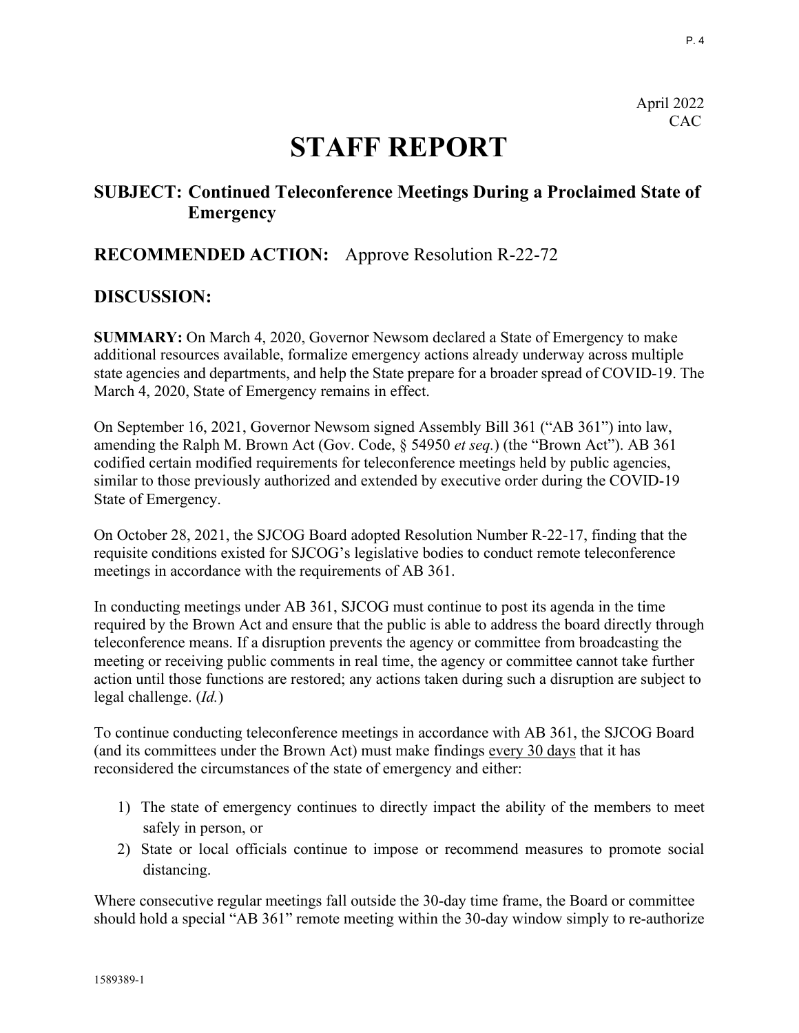April 2022
CAC

# STAFF REPORT

## SUBJECT: Continued Teleconference Meetings During a Proclaimed State of Emergency

## RECOMMENDED ACTION: Approve Resolution R-22-72

## DISCUSSION:

**SUMMARY:** On March 4, 2020, Governor Newsom declared a State of Emergency to make additional resources available, formalize emergency actions already underway across multiple state agencies and departments, and help the State prepare for a broader spread of COVID-19. The March 4, 2020, State of Emergency remains in effect.

On September 16, 2021, Governor Newsom signed Assembly Bill 361 ("AB 361") into law, amending the Ralph M. Brown Act (Gov. Code, § 54950 *et seq.*) (the "Brown Act"). AB 361 codified certain modified requirements for teleconference meetings held by public agencies, similar to those previously authorized and extended by executive order during the COVID-19 State of Emergency.

On October 28, 2021, the SJCOG Board adopted Resolution Number R-22-17, finding that the requisite conditions existed for SJCOG's legislative bodies to conduct remote teleconference meetings in accordance with the requirements of AB 361.

In conducting meetings under AB 361, SJCOG must continue to post its agenda in the time required by the Brown Act and ensure that the public is able to address the board directly through teleconference means. If a disruption prevents the agency or committee from broadcasting the meeting or receiving public comments in real time, the agency or committee cannot take further action until those functions are restored; any actions taken during such a disruption are subject to legal challenge. (*Id.*)

To continue conducting teleconference meetings in accordance with AB 361, the SJCOG Board (and its committees under the Brown Act) must make findings <u>every 30 days</u> that it has reconsidered the circumstances of the state of emergency and either:

1) The state of emergency continues to directly impact the ability of the members to meet safely in person, or
2) State or local officials continue to impose or recommend measures to promote social distancing.

Where consecutive regular meetings fall outside the 30-day time frame, the Board or committee should hold a special "AB 361" remote meeting within the 30-day window simply to re-authorize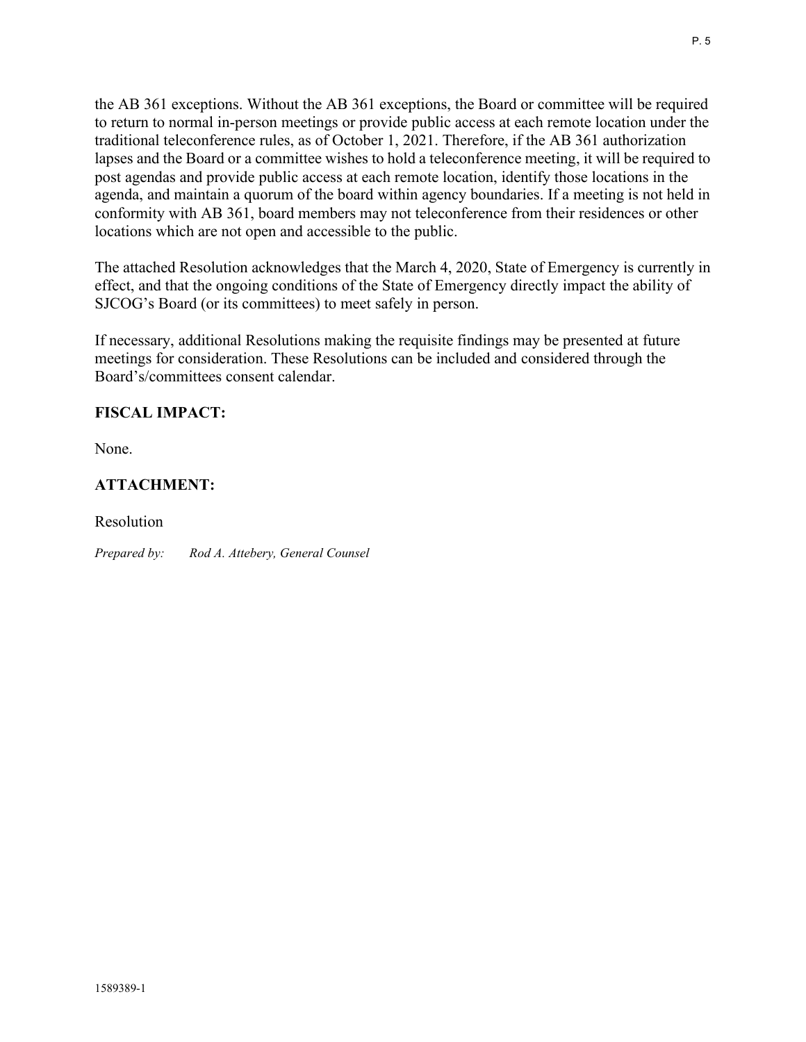the AB 361 exceptions. Without the AB 361 exceptions, the Board or committee will be required to return to normal in-person meetings or provide public access at each remote location under the traditional teleconference rules, as of October 1, 2021. Therefore, if the AB 361 authorization lapses and the Board or a committee wishes to hold a teleconference meeting, it will be required to post agendas and provide public access at each remote location, identify those locations in the agenda, and maintain a quorum of the board within agency boundaries. If a meeting is not held in conformity with AB 361, board members may not teleconference from their residences or other locations which are not open and accessible to the public.

The attached Resolution acknowledges that the March 4, 2020, State of Emergency is currently in effect, and that the ongoing conditions of the State of Emergency directly impact the ability of SJCOG's Board (or its committees) to meet safely in person.

If necessary, additional Resolutions making the requisite findings may be presented at future meetings for consideration. These Resolutions can be included and considered through the Board's/committees consent calendar.

**FISCAL IMPACT:**

None.

**ATTACHMENT:**

Resolution

*Prepared by: Rod A. Attebery, General Counsel*

1589389-1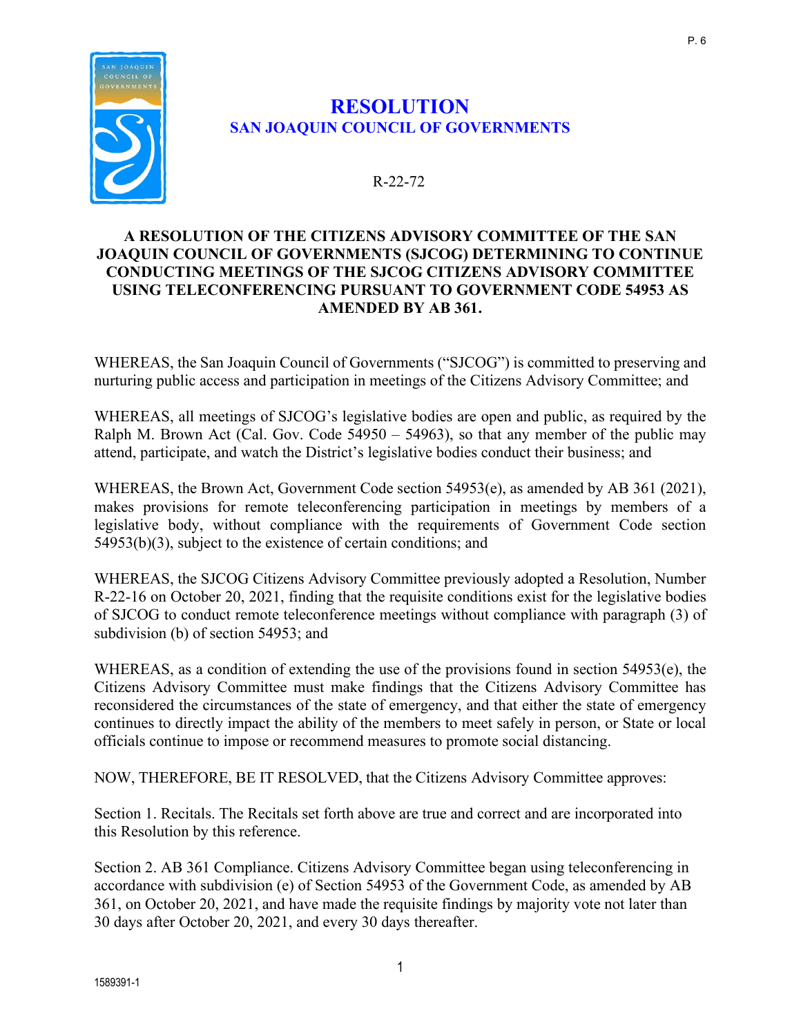# RESOLUTION
## SAN JOAQUIN COUNCIL OF GOVERNMENTS

R-22-72

**A RESOLUTION OF THE CITIZENS ADVISORY COMMITTEE OF THE SAN JOAQUIN COUNCIL OF GOVERNMENTS (SJCOG) DETERMINING TO CONTINUE CONDUCTING MEETINGS OF THE SJCOG CITIZENS ADVISORY COMMITTEE USING TELECONFERENCING PURSUANT TO GOVERNMENT CODE 54953 AS AMENDED BY AB 361.**

WHEREAS, the San Joaquin Council of Governments ("SJCOG") is committed to preserving and nurturing public access and participation in meetings of the Citizens Advisory Committee; and

WHEREAS, all meetings of SJCOG's legislative bodies are open and public, as required by the Ralph M. Brown Act (Cal. Gov. Code 54950 – 54963), so that any member of the public may attend, participate, and watch the District's legislative bodies conduct their business; and

WHEREAS, the Brown Act, Government Code section 54953(e), as amended by AB 361 (2021), makes provisions for remote teleconferencing participation in meetings by members of a legislative body, without compliance with the requirements of Government Code section 54953(b)(3), subject to the existence of certain conditions; and

WHEREAS, the SJCOG Citizens Advisory Committee previously adopted a Resolution, Number R-22-16 on October 20, 2021, finding that the requisite conditions exist for the legislative bodies of SJCOG to conduct remote teleconference meetings without compliance with paragraph (3) of subdivision (b) of section 54953; and

WHEREAS, as a condition of extending the use of the provisions found in section 54953(e), the Citizens Advisory Committee must make findings that the Citizens Advisory Committee has reconsidered the circumstances of the state of emergency, and that either the state of emergency continues to directly impact the ability of the members to meet safely in person, or State or local officials continue to impose or recommend measures to promote social distancing.

NOW, THEREFORE, BE IT RESOLVED, that the Citizens Advisory Committee approves:

Section 1. Recitals. The Recitals set forth above are true and correct and are incorporated into this Resolution by this reference.

Section 2. AB 361 Compliance. Citizens Advisory Committee began using teleconferencing in accordance with subdivision (e) of Section 54953 of the Government Code, as amended by AB 361, on October 20, 2021, and have made the requisite findings by majority vote not later than 30 days after October 20, 2021, and every 30 days thereafter.

1589391-1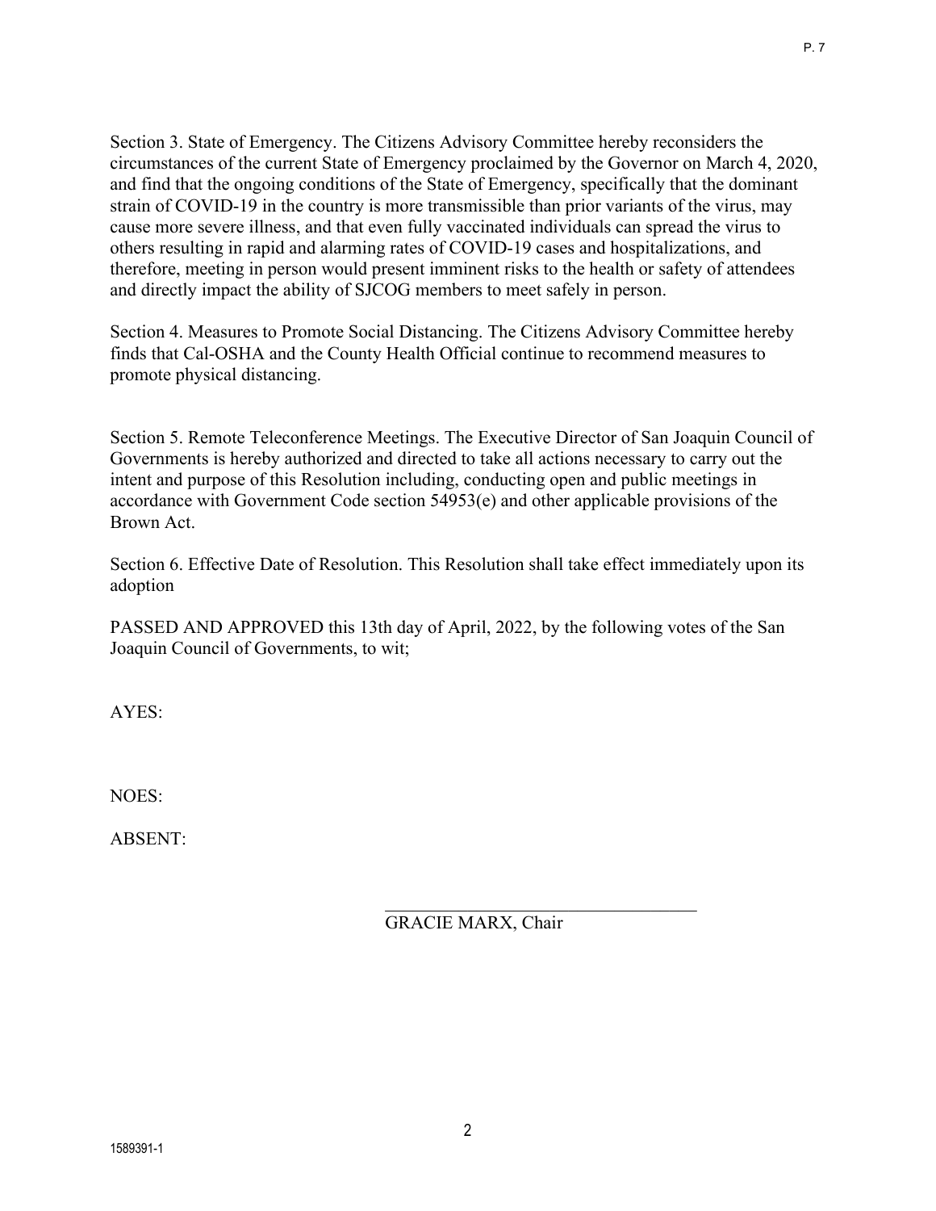Section 3. State of Emergency. The Citizens Advisory Committee hereby reconsiders the circumstances of the current State of Emergency proclaimed by the Governor on March 4, 2020, and find that the ongoing conditions of the State of Emergency, specifically that the dominant strain of COVID-19 in the country is more transmissible than prior variants of the virus, may cause more severe illness, and that even fully vaccinated individuals can spread the virus to others resulting in rapid and alarming rates of COVID-19 cases and hospitalizations, and therefore, meeting in person would present imminent risks to the health or safety of attendees and directly impact the ability of SJCOG members to meet safely in person.

Section 4. Measures to Promote Social Distancing. The Citizens Advisory Committee hereby finds that Cal-OSHA and the County Health Official continue to recommend measures to promote physical distancing.

Section 5. Remote Teleconference Meetings. The Executive Director of San Joaquin Council of Governments is hereby authorized and directed to take all actions necessary to carry out the intent and purpose of this Resolution including, conducting open and public meetings in accordance with Government Code section 54953(e) and other applicable provisions of the Brown Act.

Section 6. Effective Date of Resolution. This Resolution shall take effect immediately upon its adoption

PASSED AND APPROVED this 13th day of April, 2022, by the following votes of the San Joaquin Council of Governments, to wit;

AYES:

NOES:

ABSENT:

\_\_\_\_\_\_\_\_\_\_\_\_\_\_\_\_\_\_\_\_\_\_\_\_\_\_\_\_\_\_\_\_\_\_\_

GRACIE MARX, Chair

1589391-1